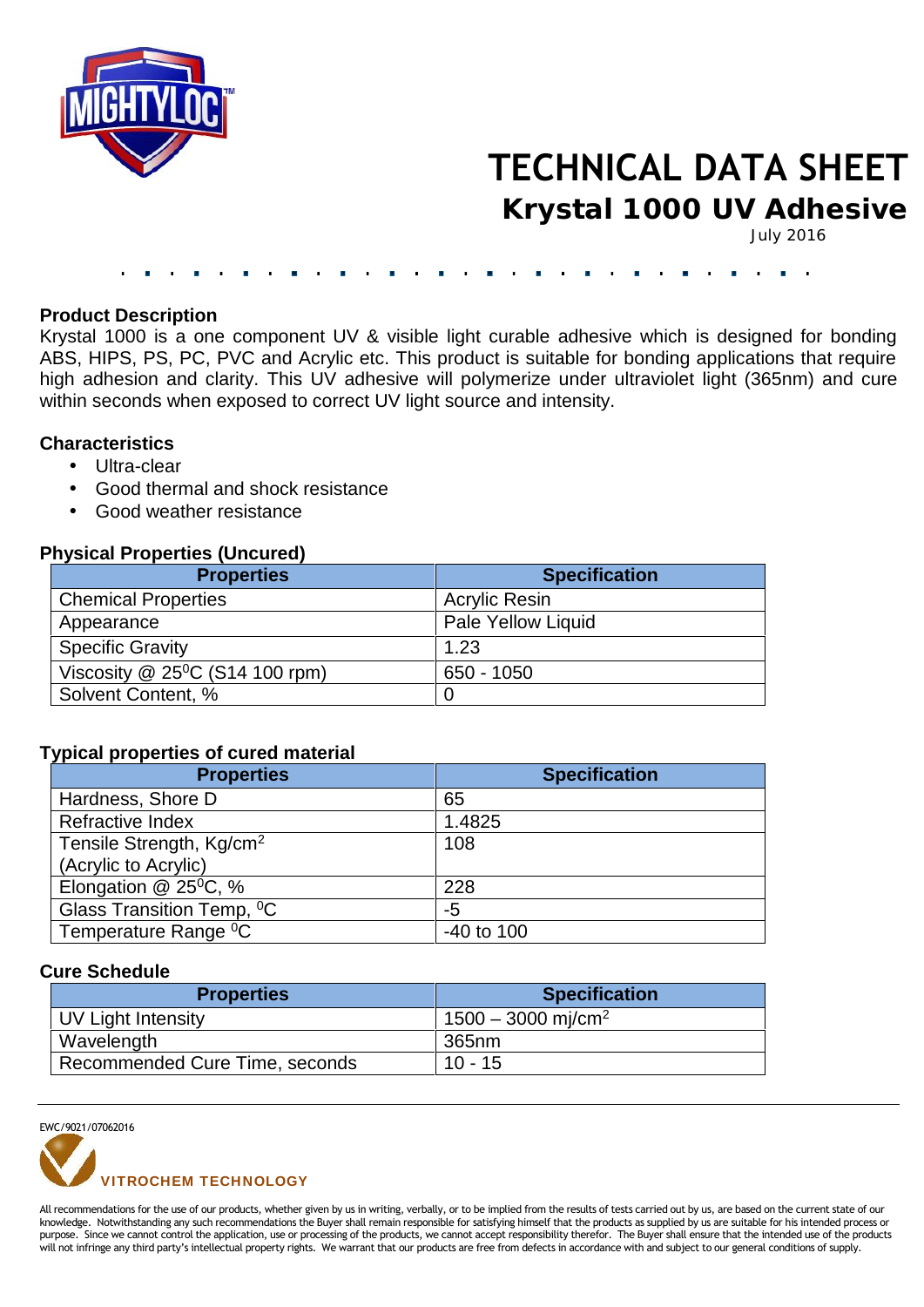# TECHNICAL DATA SHEET

## Krystal 1000 UV Adhesive

July 2016

### Product Description

Krystal 1000 is a one component UV & visible light curable adhesive which is designed for bonding ABS, HIPS, PS, PC, PVC and Acrylic etc. This product is suitable for bonding applications that require high adhesion and clarity. This UV adhesive will polymerize under ultraviolet light (365nm) and cure within seconds when exposed to correct UV light source and intensity.

### Characteristics

- Ultra-clear
- Good thermal and shock resistance
- Good weather resistance

### Physical Properties (Uncured)

| Properties | Specification |
|---|---|
| Chemical Properties | Acrylic Resin |
| Appearance | Pale Yellow Liquid |
| Specific Gravity | 1.23 |
| Viscosity @ 25$^0$C (S14 100 rpm) | 650 - 1050 |
| Solvent Content, % | 0 |

### Typical properties of cured material

| Properties | Specification |
|---|---|
| Hardness, Shore D | 65 |
| Refractive Index | 1.4825 |
| Tensile Strength, Kg/cm$^2$ (Acrylic to Acrylic) | 108 |
| Elongation @ 25$^0$C, % | 228 |
| Glass Transition Temp, $^0$C | -5 |
| Temperature Range $^0$C | -40 to 100 |

### Cure Schedule

| Properties | Specification |
|---|---|
| UV Light Intensity | 1500 – 3000 mj/cm$^2$ |
| Wavelength | 365nm |
| Recommended Cure Time, seconds | 10 - 15 |

EWC/9021/07062016

**VITROCHEM TECHNOLOGY**

All recommendations for the use of our products, whether given by us in writing, verbally, or to be implied from the results of tests carried out by us, are based on the current state of our knowledge. Notwithstanding any such recommendations the Buyer shall remain responsible for satisfying himself that the products as supplied by us are suitable for his intended process or purpose. Since we cannot control the application, use or processing of the products, we cannot accept responsibility therefor. The Buyer shall ensure that the intended use of the products will not infringe any third party's intellectual property rights. We warrant that our products are free from defects in accordance with and subject to our general conditions of supply.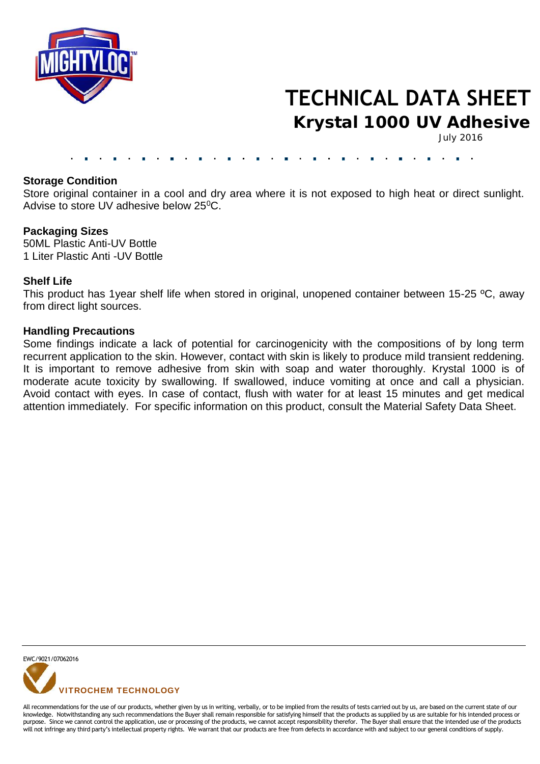# TECHNICAL DATA SHEET

## Krystal 1000 UV Adhesive

July 2016

### Storage Condition

Store original container in a cool and dry area where it is not exposed to high heat or direct sunlight. Advise to store UV adhesive below $25^0$C.

### Packaging Sizes

50ML Plastic Anti-UV Bottle
1 Liter Plastic Anti -UV Bottle

### Shelf Life

This product has 1year shelf life when stored in original, unopened container between 15-25 ºC, away from direct light sources.

### Handling Precautions

Some findings indicate a lack of potential for carcinogenicity with the compositions of by long term recurrent application to the skin. However, contact with skin is likely to produce mild transient reddening. It is important to remove adhesive from skin with soap and water thoroughly. Krystal 1000 is of moderate acute toxicity by swallowing. If swallowed, induce vomiting at once and call a physician. Avoid contact with eyes. In case of contact, flush with water for at least 15 minutes and get medical attention immediately. For specific information on this product, consult the Material Safety Data Sheet.

EWC/9021/07062016

VITROCHEM TECHNOLOGY

All recommendations for the use of our products, whether given by us in writing, verbally, or to be implied from the results of tests carried out by us, are based on the current state of our knowledge. Notwithstanding any such recommendations the Buyer shall remain responsible for satisfying himself that the products as supplied by us are suitable for his intended process or purpose. Since we cannot control the application, use or processing of the products, we cannot accept responsibility therefor. The Buyer shall ensure that the intended use of the products will not infringe any third party's intellectual property rights. We warrant that our products are free from defects in accordance with and subject to our general conditions of supply.